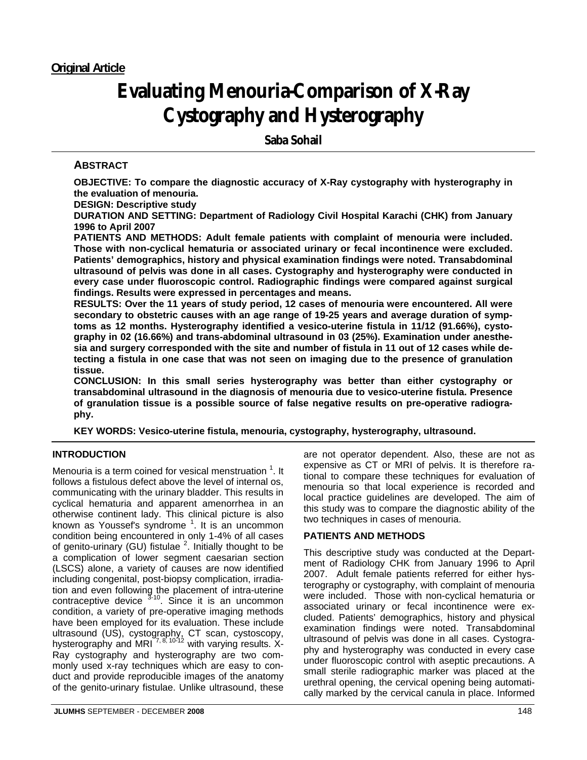**Original Article**

# Evaluating Menouria-Comparison of X-Ray Cystography and Hysterography

**Saba Sohail**

## ABSTRACT

**OBJECTIVE: To compare the diagnostic accuracy of X-Ray cystography with hysterography in the evaluation of menouria.**

**DESIGN: Descriptive study**

**DURATION AND SETTING: Department of Radiology Civil Hospital Karachi (CHK) from January 1996 to April 2007**

**PATIENTS AND METHODS: Adult female patients with complaint of menouria were included. Those with non-cyclical hematuria or associated urinary or fecal incontinence were excluded. Patients' demographics, history and physical examination findings were noted. Transabdominal ultrasound of pelvis was done in all cases. Cystography and hysterography were conducted in every case under fluoroscopic control. Radiographic findings were compared against surgical findings. Results were expressed in percentages and means.**

**RESULTS: Over the 11 years of study period, 12 cases of menouria were encountered. All were secondary to obstetric causes with an age range of 19-25 years and average duration of symptoms as 12 months. Hysterography identified a vesico-uterine fistula in 11/12 (91.66%), cystography in 02 (16.66%) and trans-abdominal ultrasound in 03 (25%). Examination under anesthesia and surgery corresponded with the site and number of fistula in 11 out of 12 cases while detecting a fistula in one case that was not seen on imaging due to the presence of granulation tissue.**

**CONCLUSION: In this small series hysterography was better than either cystography or transabdominal ultrasound in the diagnosis of menouria due to vesico-uterine fistula. Presence of granulation tissue is a possible source of false negative results on pre-operative radiography.**

**KEY WORDS: Vesico-uterine fistula, menouria, cystography, hysterography, ultrasound.**

## INTRODUCTION

Menouria is a term coined for vesical menstruation [1]. It follows a fistulous defect above the level of internal os, communicating with the urinary bladder. This results in cyclical hematuria and apparent amenorrhea in an otherwise continent lady. This clinical picture is also known as Youssef's syndrome [1]. It is an uncommon condition being encountered in only 1-4% of all cases of genito-urinary (GU) fistulae [2]. Initially thought to be a complication of lower segment caesarian section (LSCS) alone, a variety of causes are now identified including congenital, post-biopsy complication, irradiation and even following the placement of intra-uterine contraceptive device [3-10]. Since it is an uncommon condition, a variety of pre-operative imaging methods have been employed for its evaluation. These include ultrasound (US), cystography, CT scan, cystoscopy, hysterography and MRI [7, 8, 10-12] with varying results. X-Ray cystography and hysterography are two commonly used x-ray techniques which are easy to conduct and provide reproducible images of the anatomy of the genito-urinary fistulae. Unlike ultrasound, these are not operator dependent. Also, these are not as expensive as CT or MRI of pelvis. It is therefore rational to compare these techniques for evaluation of menouria so that local experience is recorded and local practice guidelines are developed. The aim of this study was to compare the diagnostic ability of the two techniques in cases of menouria.

## PATIENTS AND METHODS

This descriptive study was conducted at the Department of Radiology CHK from January 1996 to April 2007. Adult female patients referred for either hysterography or cystography, with complaint of menouria were included. Those with non-cyclical hematuria or associated urinary or fecal incontinence were excluded. Patients' demographics, history and physical examination findings were noted. Transabdominal ultrasound of pelvis was done in all cases. Cystography and hysterography was conducted in every case under fluoroscopic control with aseptic precautions. A small sterile radiographic marker was placed at the urethral opening, the cervical opening being automatically marked by the cervical canula in place. Informed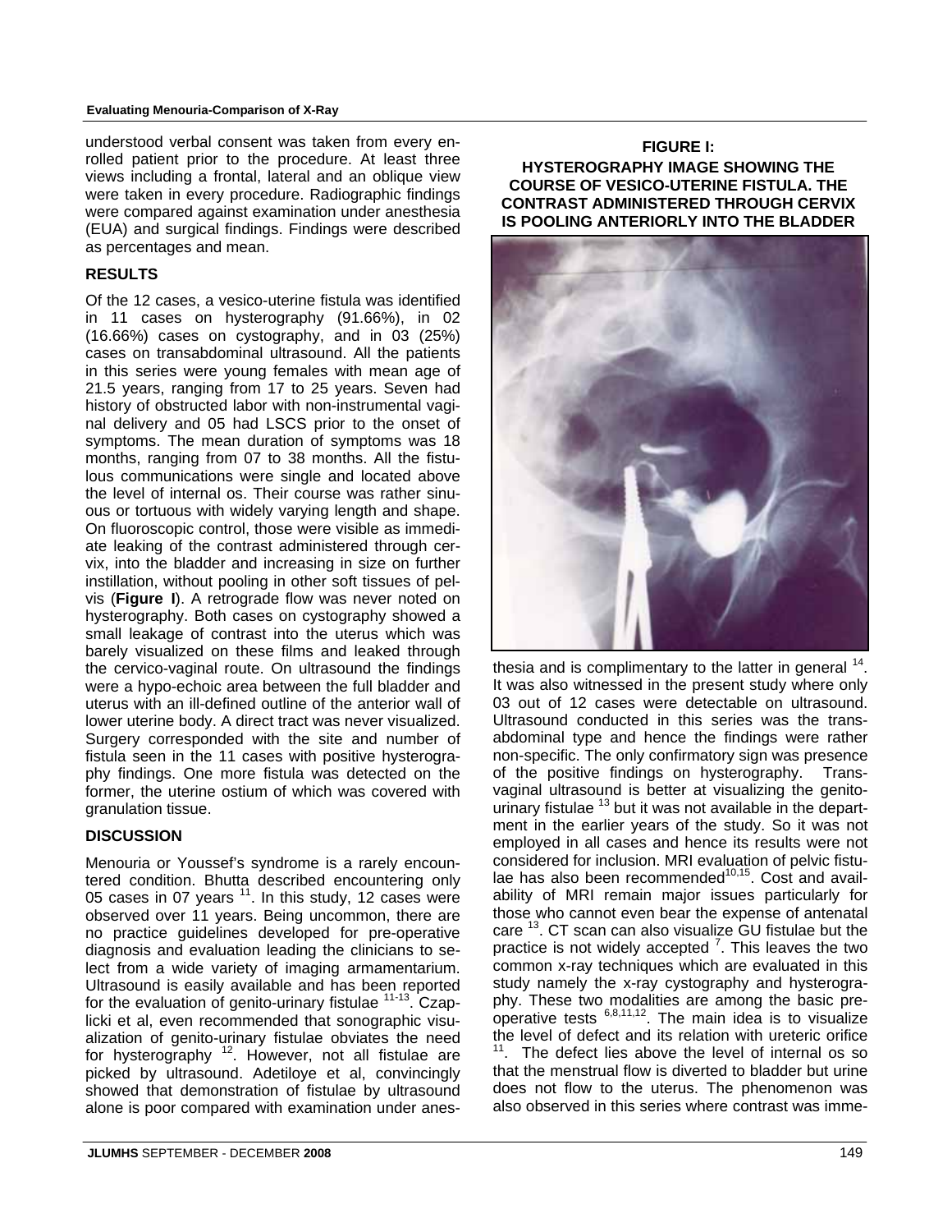understood verbal consent was taken from every enrolled patient prior to the procedure. At least three views including a frontal, lateral and an oblique view were taken in every procedure. Radiographic findings were compared against examination under anesthesia (EUA) and surgical findings. Findings were described as percentages and mean.

## RESULTS

Of the 12 cases, a vesico-uterine fistula was identified in 11 cases on hysterography (91.66%), in 02 (16.66%) cases on cystography, and in 03 (25%) cases on transabdominal ultrasound. All the patients in this series were young females with mean age of 21.5 years, ranging from 17 to 25 years. Seven had history of obstructed labor with non-instrumental vaginal delivery and 05 had LSCS prior to the onset of symptoms. The mean duration of symptoms was 18 months, ranging from 07 to 38 months. All the fistulous communications were single and located above the level of internal os. Their course was rather sinuous or tortuous with widely varying length and shape. On fluoroscopic control, those were visible as immediate leaking of the contrast administered through cervix, into the bladder and increasing in size on further instillation, without pooling in other soft tissues of pelvis (**Figure I**). A retrograde flow was never noted on hysterography. Both cases on cystography showed a small leakage of contrast into the uterus which was barely visualized on these films and leaked through the cervico-vaginal route. On ultrasound the findings were a hypo-echoic area between the full bladder and uterus with an ill-defined outline of the anterior wall of lower uterine body. A direct tract was never visualized. Surgery corresponded with the site and number of fistula seen in the 11 cases with positive hysterography findings. One more fistula was detected on the former, the uterine ostium of which was covered with granulation tissue.

**FIGURE I: HYSTEROGRAPHY IMAGE SHOWING THE COURSE OF VESICO-UTERINE FISTULA. THE CONTRAST ADMINISTERED THROUGH CERVIX IS POOLING ANTERIORLY INTO THE BLADDER**

## DISCUSSION

Menouria or Youssef's syndrome is a rarely encountered condition. Bhutta described encountering only 05 cases in 07 years [11]. In this study, 12 cases were observed over 11 years. Being uncommon, there are no practice guidelines developed for pre-operative diagnosis and evaluation leading the clinicians to select from a wide variety of imaging armamentarium. Ultrasound is easily available and has been reported for the evaluation of genito-urinary fistulae [11-13]. Czaplicki et al, even recommended that sonographic visualization of genito-urinary fistulae obviates the need for hysterography [12]. However, not all fistulae are picked by ultrasound. Adetiloye et al, convincingly showed that demonstration of fistulae by ultrasound alone is poor compared with examination under anesthesia and is complimentary to the latter in general [14]. It was also witnessed in the present study where only 03 out of 12 cases were detectable on ultrasound. Ultrasound conducted in this series was the transabdominal type and hence the findings were rather non-specific. The only confirmatory sign was presence of the positive findings on hysterography. Transvaginal ultrasound is better at visualizing the genitourinary fistulae [13] but it was not available in the department in the earlier years of the study. So it was not employed in all cases and hence its results were not considered for inclusion. MRI evaluation of pelvic fistulae has also been recommended[10,15]. Cost and availability of MRI remain major issues particularly for those who cannot even bear the expense of antenatal care [13]. CT scan can also visualize GU fistulae but the practice is not widely accepted [7]. This leaves the two common x-ray techniques which are evaluated in this study namely the x-ray cystography and hysterography. These two modalities are among the basic preoperative tests [6,8,11,12]. The main idea is to visualize the level of defect and its relation with ureteric orifice [11]. The defect lies above the level of internal os so that the menstrual flow is diverted to bladder but urine does not flow to the uterus. The phenomenon was also observed in this series where contrast was imme-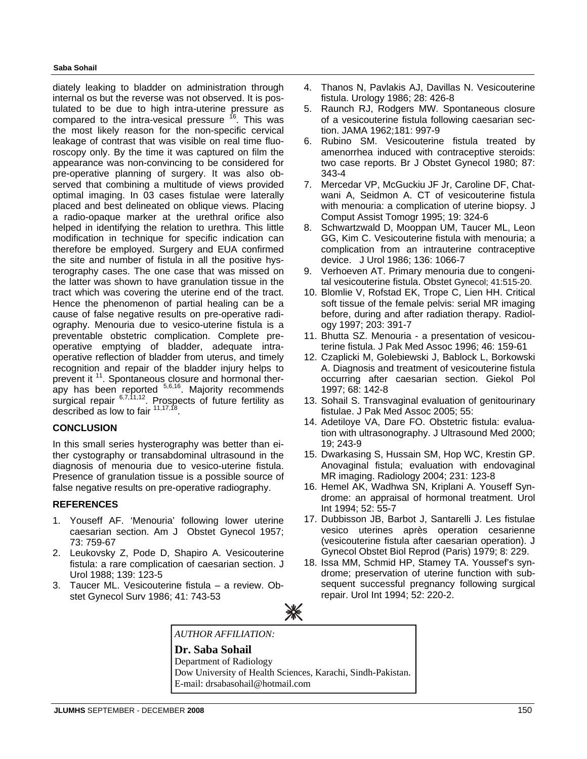diately leaking to bladder on administration through internal os but the reverse was not observed. It is postulated to be due to high intra-uterine pressure as compared to the intra-vesical pressure [16]. This was the most likely reason for the non-specific cervical leakage of contrast that was visible on real time fluoroscopy only. By the time it was captured on film the appearance was non-convincing to be considered for pre-operative planning of surgery. It was also observed that combining a multitude of views provided optimal imaging. In 03 cases fistulae were laterally placed and best delineated on oblique views. Placing a radio-opaque marker at the urethral orifice also helped in identifying the relation to urethra. This little modification in technique for specific indication can therefore be employed. Surgery and EUA confirmed the site and number of fistula in all the positive hysterography cases. The one case that was missed on the latter was shown to have granulation tissue in the tract which was covering the uterine end of the tract. Hence the phenomenon of partial healing can be a cause of false negative results on pre-operative radiography. Menouria due to vesico-uterine fistula is a preventable obstetric complication. Complete pre-operative emptying of bladder, adequate intra-operative reflection of bladder from uterus, and timely recognition and repair of the bladder injury helps to prevent it [11]. Spontaneous closure and hormonal therapy has been reported [5,6,16]. Majority recommends surgical repair [6,7,11,12]. Prospects of future fertility as described as low to fair [11,17,18].

## CONCLUSION

In this small series hysterography was better than either cystography or transabdominal ultrasound in the diagnosis of menouria due to vesico-uterine fistula. Presence of granulation tissue is a possible source of false negative results on pre-operative radiography.

## REFERENCES

1. Youseff AF. 'Menouria' following lower uterine caesarian section. Am J Obstet Gynecol 1957; 73: 759-67
2. Leukovsky Z, Pode D, Shapiro A. Vesicouterine fistula: a rare complication of caesarian section. J Urol 1988; 139: 123-5
3. Taucer ML. Vesicouterine fistula – a review. Obstet Gynecol Surv 1986; 41: 743-53
4. Thanos N, Pavlakis AJ, Davillas N. Vesicouterine fistula. Urology 1986; 28: 426-8
5. Raunch RJ, Rodgers MW. Spontaneous closure of a vesicouterine fistula following caesarian section. JAMA 1962;181: 997-9
6. Rubino SM. Vesicouterine fistula treated by amenorrhea induced with contraceptive steroids: two case reports. Br J Obstet Gynecol 1980; 87: 343-4
7. Mercedar VP, McGuckiu JF Jr, Caroline DF, Chatwani A, Seidmon A. CT of vesicouterine fistula with menouria: a complication of uterine biopsy. J Comput Assist Tomogr 1995; 19: 324-6
8. Schwartzwald D, Mooppan UM, Taucer ML, Leon GG, Kim C. Vesicouterine fistula with menouria; a complication from an intrauterine contraceptive device. J Urol 1986; 136: 1066-7
9. Verhoeven AT. Primary menouria due to congenital vesicouterine fistula. Obstet Gynecol; 41:515-20.
10. Blomlie V, Rofstad EK, Trope C, Lien HH. Critical soft tissue of the female pelvis: serial MR imaging before, during and after radiation therapy. Radiology 1997; 203: 391-7
11. Bhutta SZ. Menouria - a presentation of vesicouterine fistula. J Pak Med Assoc 1996; 46: 159-61
12. Czaplicki M, Golebiewski J, Bablock L, Borkowski A. Diagnosis and treatment of vesicouterine fistula occurring after caesarian section. Giekol Pol 1997; 68: 142-8
13. Sohail S. Transvaginal evaluation of genitourinary fistulae. J Pak Med Assoc 2005; 55:
14. Adetiloye VA, Dare FO. Obstetric fistula: evaluation with ultrasonography. J Ultrasound Med 2000; 19; 243-9
15. Dwarkasing S, Hussain SM, Hop WC, Krestin GP. Anovaginal fistula; evaluation with endovaginal MR imaging. Radiology 2004; 231: 123-8
16. Hemel AK, Wadhwa SN, Kriplani A. Youseff Syndrome: an appraisal of hormonal treatment. Urol Int 1994; 52: 55-7
17. Dubbisson JB, Barbot J, Santarelli J. Les fistulae vesico uterines après operation cesarienne (vesicouterine fistula after caesarian operation). J Gynecol Obstet Biol Reprod (Paris) 1979; 8: 229.
18. Issa MM, Schmid HP, Stamey TA. Youssef's syndrome; preservation of uterine function with subsequent successful pregnancy following surgical repair. Urol Int 1994; 52: 220-2.

*AUTHOR AFFILIATION:*

**Dr. Saba Sohail**
Department of Radiology
Dow University of Health Sciences, Karachi, Sindh-Pakistan.
E-mail: drsabasohail@hotmail.com